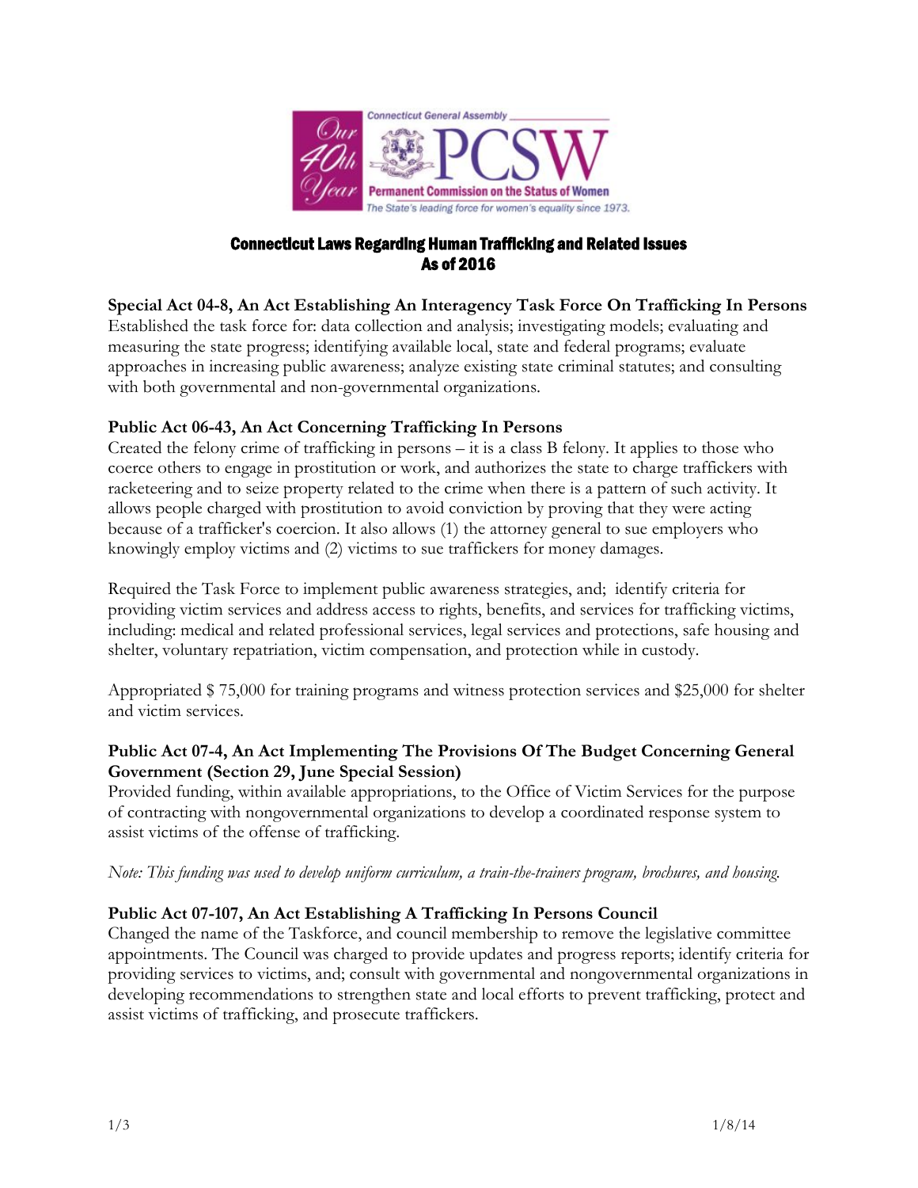Connecticut General Assembly

PCSW

Permanent Commission on the Status of Women

The State's leading force for women's equality since 1973.

Our 40th Year

# Connecticut Laws Regarding Human Trafficking and Related Issues
# As of 2016

### Special Act 04-8, An Act Establishing An Interagency Task Force On Trafficking In Persons

Established the task force for: data collection and analysis; investigating models; evaluating and measuring the state progress; identifying available local, state and federal programs; evaluate approaches in increasing public awareness; analyze existing state criminal statutes; and consulting with both governmental and non-governmental organizations.

### Public Act 06-43, An Act Concerning Trafficking In Persons

Created the felony crime of trafficking in persons – it is a class B felony. It applies to those who coerce others to engage in prostitution or work, and authorizes the state to charge traffickers with racketeering and to seize property related to the crime when there is a pattern of such activity. It allows people charged with prostitution to avoid conviction by proving that they were acting because of a trafficker's coercion. It also allows (1) the attorney general to sue employers who knowingly employ victims and (2) victims to sue traffickers for money damages.

Required the Task Force to implement public awareness strategies, and; identify criteria for providing victim services and address access to rights, benefits, and services for trafficking victims, including: medical and related professional services, legal services and protections, safe housing and shelter, voluntary repatriation, victim compensation, and protection while in custody.

Appropriated $ 75,000 for training programs and witness protection services and $25,000 for shelter and victim services.

### Public Act 07-4, An Act Implementing The Provisions Of The Budget Concerning General Government (Section 29, June Special Session)

Provided funding, within available appropriations, to the Office of Victim Services for the purpose of contracting with nongovernmental organizations to develop a coordinated response system to assist victims of the offense of trafficking.

*Note: This funding was used to develop uniform curriculum, a train-the-trainers program, brochures, and housing.*

### Public Act 07-107, An Act Establishing A Trafficking In Persons Council

Changed the name of the Taskforce, and council membership to remove the legislative committee appointments. The Council was charged to provide updates and progress reports; identify criteria for providing services to victims, and; consult with governmental and nongovernmental organizations in developing recommendations to strengthen state and local efforts to prevent trafficking, protect and assist victims of trafficking, and prosecute traffickers.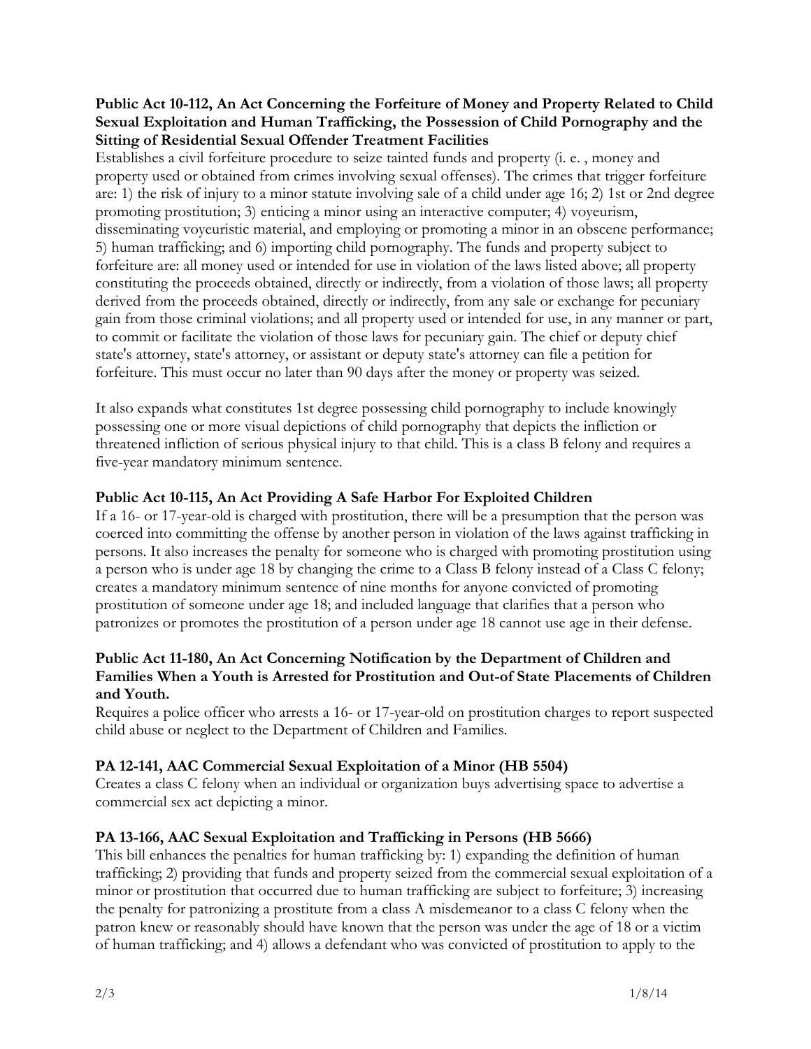**Public Act 10-112, An Act Concerning the Forfeiture of Money and Property Related to Child Sexual Exploitation and Human Trafficking, the Possession of Child Pornography and the Sitting of Residential Sexual Offender Treatment Facilities**

Establishes a civil forfeiture procedure to seize tainted funds and property (i. e. , money and property used or obtained from crimes involving sexual offenses). The crimes that trigger forfeiture are: 1) the risk of injury to a minor statute involving sale of a child under age 16; 2) 1st or 2nd degree promoting prostitution; 3) enticing a minor using an interactive computer; 4) voyeurism, disseminating voyeuristic material, and employing or promoting a minor in an obscene performance; 5) human trafficking; and 6) importing child pornography. The funds and property subject to forfeiture are: all money used or intended for use in violation of the laws listed above; all property constituting the proceeds obtained, directly or indirectly, from a violation of those laws; all property derived from the proceeds obtained, directly or indirectly, from any sale or exchange for pecuniary gain from those criminal violations; and all property used or intended for use, in any manner or part, to commit or facilitate the violation of those laws for pecuniary gain. The chief or deputy chief state's attorney, state's attorney, or assistant or deputy state's attorney can file a petition for forfeiture. This must occur no later than 90 days after the money or property was seized.

It also expands what constitutes 1st degree possessing child pornography to include knowingly possessing one or more visual depictions of child pornography that depicts the infliction or threatened infliction of serious physical injury to that child. This is a class B felony and requires a five-year mandatory minimum sentence.

**Public Act 10-115, An Act Providing A Safe Harbor For Exploited Children**

If a 16- or 17-year-old is charged with prostitution, there will be a presumption that the person was coerced into committing the offense by another person in violation of the laws against trafficking in persons. It also increases the penalty for someone who is charged with promoting prostitution using a person who is under age 18 by changing the crime to a Class B felony instead of a Class C felony; creates a mandatory minimum sentence of nine months for anyone convicted of promoting prostitution of someone under age 18; and included language that clarifies that a person who patronizes or promotes the prostitution of a person under age 18 cannot use age in their defense.

**Public Act 11-180, An Act Concerning Notification by the Department of Children and Families When a Youth is Arrested for Prostitution and Out-of State Placements of Children and Youth.**

Requires a police officer who arrests a 16- or 17-year-old on prostitution charges to report suspected child abuse or neglect to the Department of Children and Families.

**PA 12-141, AAC Commercial Sexual Exploitation of a Minor (HB 5504)**

Creates a class C felony when an individual or organization buys advertising space to advertise a commercial sex act depicting a minor.

**PA 13-166, AAC Sexual Exploitation and Trafficking in Persons (HB 5666)**

This bill enhances the penalties for human trafficking by: 1) expanding the definition of human trafficking; 2) providing that funds and property seized from the commercial sexual exploitation of a minor or prostitution that occurred due to human trafficking are subject to forfeiture; 3) increasing the penalty for patronizing a prostitute from a class A misdemeanor to a class C felony when the patron knew or reasonably should have known that the person was under the age of 18 or a victim of human trafficking; and 4) allows a defendant who was convicted of prostitution to apply to the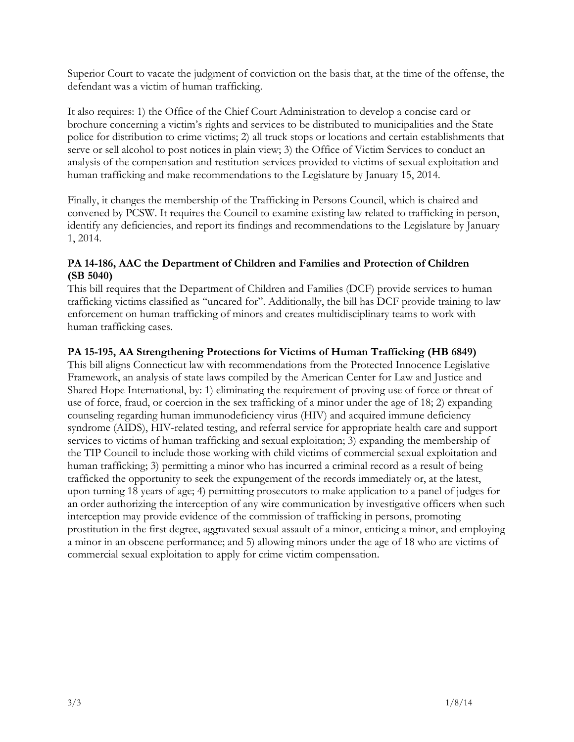Superior Court to vacate the judgment of conviction on the basis that, at the time of the offense, the defendant was a victim of human trafficking.

It also requires: 1) the Office of the Chief Court Administration to develop a concise card or brochure concerning a victim's rights and services to be distributed to municipalities and the State police for distribution to crime victims; 2) all truck stops or locations and certain establishments that serve or sell alcohol to post notices in plain view; 3) the Office of Victim Services to conduct an analysis of the compensation and restitution services provided to victims of sexual exploitation and human trafficking and make recommendations to the Legislature by January 15, 2014.

Finally, it changes the membership of the Trafficking in Persons Council, which is chaired and convened by PCSW. It requires the Council to examine existing law related to trafficking in person, identify any deficiencies, and report its findings and recommendations to the Legislature by January 1, 2014.

**PA 14-186, AAC the Department of Children and Families and Protection of Children (SB 5040)**

This bill requires that the Department of Children and Families (DCF) provide services to human trafficking victims classified as "uncared for". Additionally, the bill has DCF provide training to law enforcement on human trafficking of minors and creates multidisciplinary teams to work with human trafficking cases.

**PA 15-195, AA Strengthening Protections for Victims of Human Trafficking (HB 6849)**

This bill aligns Connecticut law with recommendations from the Protected Innocence Legislative Framework, an analysis of state laws compiled by the American Center for Law and Justice and Shared Hope International, by: 1) eliminating the requirement of proving use of force or threat of use of force, fraud, or coercion in the sex trafficking of a minor under the age of 18; 2) expanding counseling regarding human immunodeficiency virus (HIV) and acquired immune deficiency syndrome (AIDS), HIV-related testing, and referral service for appropriate health care and support services to victims of human trafficking and sexual exploitation; 3) expanding the membership of the TIP Council to include those working with child victims of commercial sexual exploitation and human trafficking; 3) permitting a minor who has incurred a criminal record as a result of being trafficked the opportunity to seek the expungement of the records immediately or, at the latest, upon turning 18 years of age; 4) permitting prosecutors to make application to a panel of judges for an order authorizing the interception of any wire communication by investigative officers when such interception may provide evidence of the commission of trafficking in persons, promoting prostitution in the first degree, aggravated sexual assault of a minor, enticing a minor, and employing a minor in an obscene performance; and 5) allowing minors under the age of 18 who are victims of commercial sexual exploitation to apply for crime victim compensation.